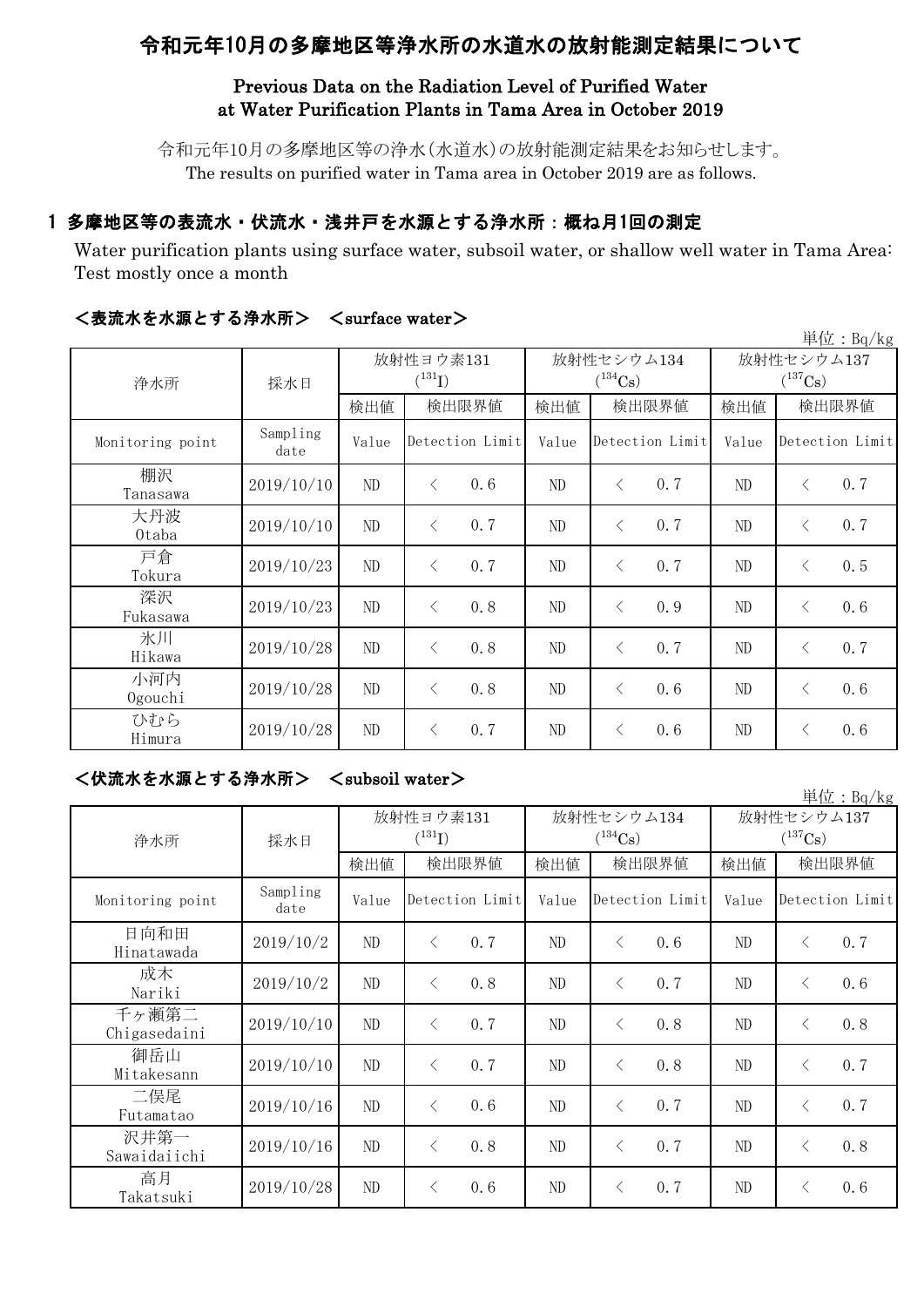# 令和元年10月の多摩地区等浄水所の水道水の放射能測定結果について

## Previous Data on the Radiation Level of Purified Water at Water Purification Plants in Tama Area in October 2019

令和元年10月の多摩地区等の浄水(水道水)の放射能測定結果をお知らせします。
The results on purified water in Tama area in October 2019 are as follows.

## 1 多摩地区等の表流水・伏流水・浅井戸を水源とする浄水所：概ね月1回の測定

Water purification plants using surface water, subsoil water, or shallow well water in Tama Area: Test mostly once a month

### ＜表流水を水源とする浄水所＞ ＜surface water＞

単位：Bq/kg

| 浄水所 | 採水日 | 放射性ヨウ素131 ($^{131}I$) | | 放射性セシウム134 ($^{134}Cs$) | | 放射性セシウム137 ($^{137}Cs$) | |
|---|---|---|---|---|---|---|---|
| | | 検出値 | 検出限界値 | 検出値 | 検出限界値 | 検出値 | 検出限界値 |
| Monitoring point | Sampling date | Value | Detection Limit | Value | Detection Limit | Value | Detection Limit |
| 棚沢 Tanasawa | 2019/10/10 | ND | ＜ 0.6 | ND | ＜ 0.7 | ND | ＜ 0.7 |
| 大丹波 Otaba | 2019/10/10 | ND | ＜ 0.7 | ND | ＜ 0.7 | ND | ＜ 0.7 |
| 戸倉 Tokura | 2019/10/23 | ND | ＜ 0.7 | ND | ＜ 0.7 | ND | ＜ 0.5 |
| 深沢 Fukasawa | 2019/10/23 | ND | ＜ 0.8 | ND | ＜ 0.9 | ND | ＜ 0.6 |
| 氷川 Hikawa | 2019/10/28 | ND | ＜ 0.8 | ND | ＜ 0.7 | ND | ＜ 0.7 |
| 小河内 Ogouchi | 2019/10/28 | ND | ＜ 0.8 | ND | ＜ 0.6 | ND | ＜ 0.6 |
| ひむら Himura | 2019/10/28 | ND | ＜ 0.7 | ND | ＜ 0.6 | ND | ＜ 0.6 |

### ＜伏流水を水源とする浄水所＞ ＜subsoil water＞

単位：Bq/kg

| 浄水所 | 採水日 | 放射性ヨウ素131 ($^{131}I$) | | 放射性セシウム134 ($^{134}Cs$) | | 放射性セシウム137 ($^{137}Cs$) | |
|---|---|---|---|---|---|---|---|
| | | 検出値 | 検出限界値 | 検出値 | 検出限界値 | 検出値 | 検出限界値 |
| Monitoring point | Sampling date | Value | Detection Limit | Value | Detection Limit | Value | Detection Limit |
| 日向和田 Hinatawada | 2019/10/2 | ND | ＜ 0.7 | ND | ＜ 0.6 | ND | ＜ 0.7 |
| 成木 Nariki | 2019/10/2 | ND | ＜ 0.8 | ND | ＜ 0.7 | ND | ＜ 0.6 |
| 千ヶ瀬第二 Chigasedaini | 2019/10/10 | ND | ＜ 0.7 | ND | ＜ 0.8 | ND | ＜ 0.8 |
| 御岳山 Mitakesann | 2019/10/10 | ND | ＜ 0.7 | ND | ＜ 0.8 | ND | ＜ 0.7 |
| 二俣尾 Futamatao | 2019/10/16 | ND | ＜ 0.6 | ND | ＜ 0.7 | ND | ＜ 0.7 |
| 沢井第一 Sawaidaiichi | 2019/10/16 | ND | ＜ 0.8 | ND | ＜ 0.7 | ND | ＜ 0.8 |
| 高月 Takatsuki | 2019/10/28 | ND | ＜ 0.6 | ND | ＜ 0.7 | ND | ＜ 0.6 |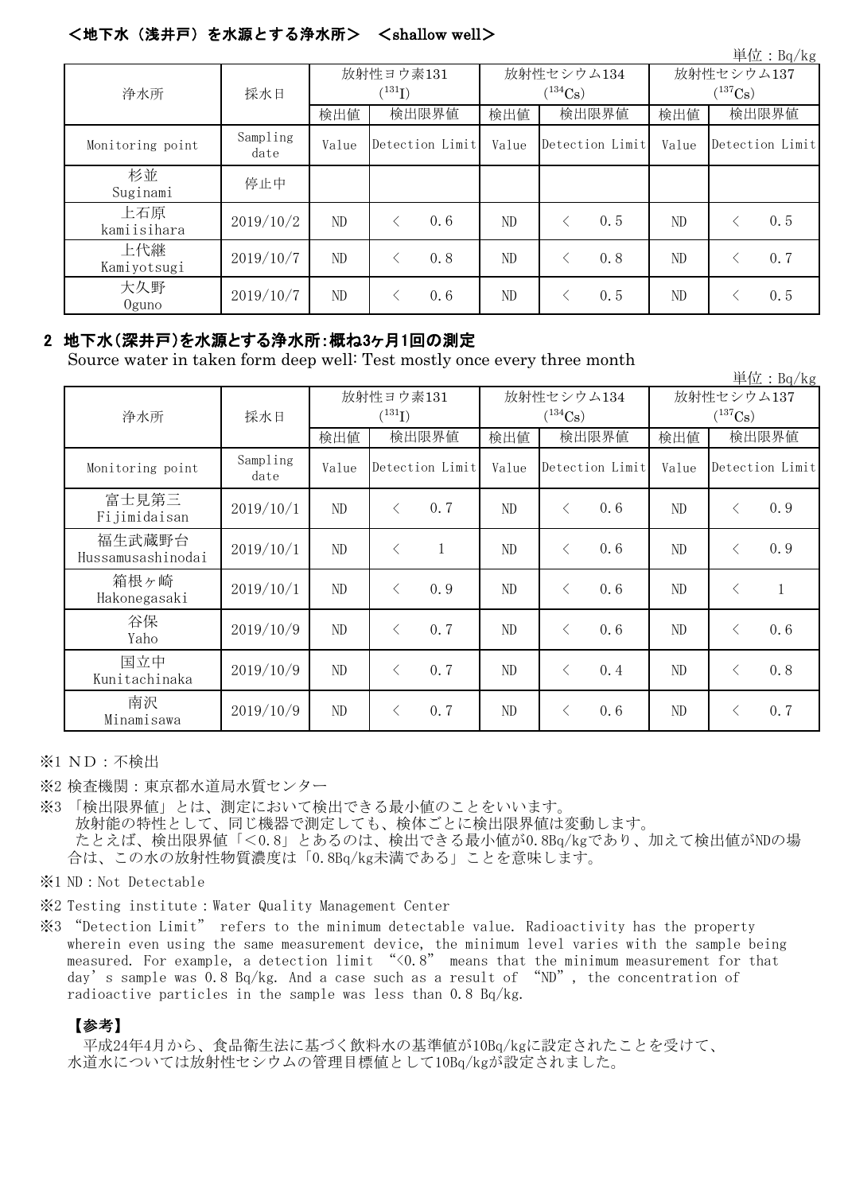＜地下水（浅井戸）を水源とする浄水所＞　＜shallow well＞

単位：Bq/kg

| 浄水所 | 採水日 | 放射性ヨウ素131 ($^{131}I$) | | 放射性セシウム134 ($^{134}Cs$) | | 放射性セシウム137 ($^{137}Cs$) | |
|---|---|---|---|---|---|---|---|
| | | 検出値 | 検出限界値 | 検出値 | 検出限界値 | 検出値 | 検出限界値 |
| Monitoring point | Sampling date | Value | Detection Limit | Value | Detection Limit | Value | Detection Limit |
| 杉並 Suginami | 停止中 | | | | | | |
| 上石原 kamiisihara | 2019/10/2 | ND | ＜ 0.6 | ND | ＜ 0.5 | ND | ＜ 0.5 |
| 上代継 Kamiyotsugi | 2019/10/7 | ND | ＜ 0.8 | ND | ＜ 0.8 | ND | ＜ 0.7 |
| 大久野 Oguno | 2019/10/7 | ND | ＜ 0.6 | ND | ＜ 0.5 | ND | ＜ 0.5 |

## 2 地下水(深井戸)を水源とする浄水所:概ね3ヶ月1回の測定

Source water in taken form deep well: Test mostly once every three month

単位：Bq/kg

| 浄水所 | 採水日 | 放射性ヨウ素131 ($^{131}I$) | | 放射性セシウム134 ($^{134}Cs$) | | 放射性セシウム137 ($^{137}Cs$) | |
|---|---|---|---|---|---|---|---|
| | | 検出値 | 検出限界値 | 検出値 | 検出限界値 | 検出値 | 検出限界値 |
| Monitoring point | Sampling date | Value | Detection Limit | Value | Detection Limit | Value | Detection Limit |
| 富士見第三 Fijimidaisan | 2019/10/1 | ND | ＜ 0.7 | ND | ＜ 0.6 | ND | ＜ 0.9 |
| 福生武蔵野台 Hussamusashinodai | 2019/10/1 | ND | ＜ 1 | ND | ＜ 0.6 | ND | ＜ 0.9 |
| 箱根ヶ崎 Hakonegasaki | 2019/10/1 | ND | ＜ 0.9 | ND | ＜ 0.6 | ND | ＜ 1 |
| 谷保 Yaho | 2019/10/9 | ND | ＜ 0.7 | ND | ＜ 0.6 | ND | ＜ 0.6 |
| 国立中 Kunitachinaka | 2019/10/9 | ND | ＜ 0.7 | ND | ＜ 0.4 | ND | ＜ 0.8 |
| 南沢 Minamisawa | 2019/10/9 | ND | ＜ 0.7 | ND | ＜ 0.6 | ND | ＜ 0.7 |

※1 ＮＤ：不検出

※2 検査機関：東京都水道局水質センター

※3 「検出限界値」とは、測定において検出できる最小値のことをいいます。
　放射能の特性として、同じ機器で測定しても、検体ごとに検出限界値は変動します。
　たとえば、検出限界値「＜0.8」とあるのは、検出できる最小値が0.8Bq/kgであり、加えて検出値がNDの場合は、この水の放射性物質濃度は「0.8Bq/kg未満である」ことを意味します。

※1 ND：Not Detectable

※2 Testing institute：Water Quality Management Center

※3 "Detection Limit" refers to the minimum detectable value. Radioactivity has the property wherein even using the same measurement device, the minimum level varies with the sample being measured. For example, a detection limit "<0.8" means that the minimum measurement for that day's sample was 0.8 Bq/kg. And a case such as a result of "ND", the concentration of radioactive particles in the sample was less than 0.8 Bq/kg.

### 【参考】

　平成24年4月から、食品衛生法に基づく飲料水の基準値が10Bq/kgに設定されたことを受けて、水道水については放射性セシウムの管理目標値として10Bq/kgが設定されました。